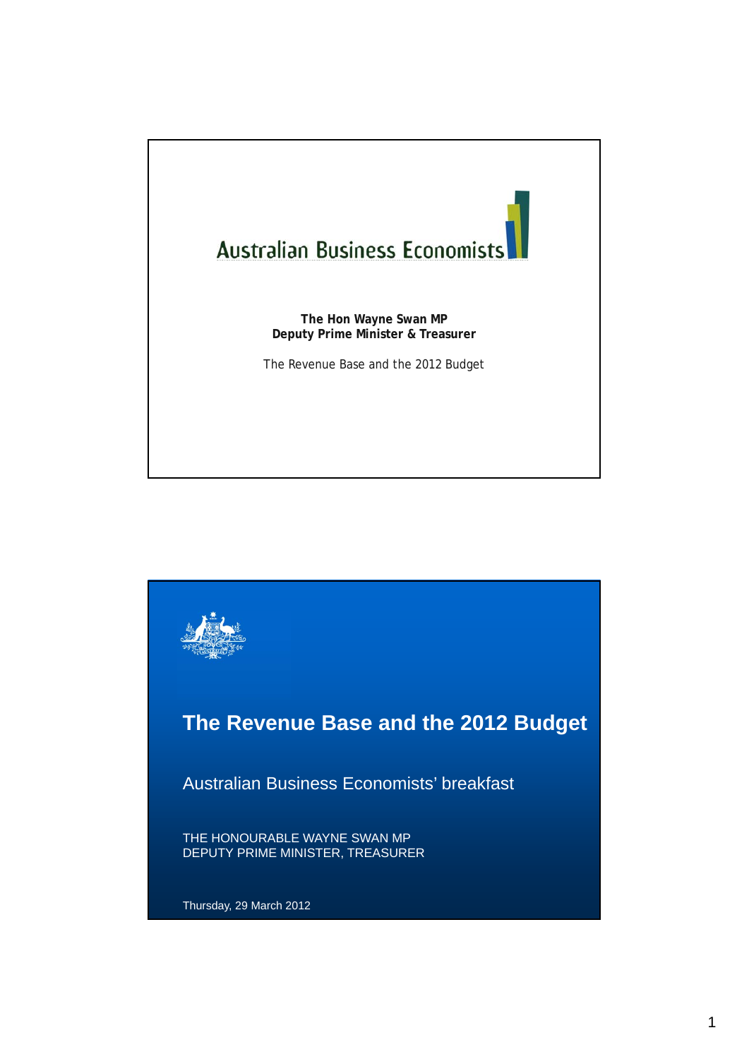Australian Business Economists

**The Hon Wayne Swan MP**
**Deputy Prime Minister & Treasurer**

The Revenue Base and the 2012 Budget

# The Revenue Base and the 2012 Budget

Australian Business Economists' breakfast

THE HONOURABLE WAYNE SWAN MP
DEPUTY PRIME MINISTER, TREASURER

Thursday, 29 March 2012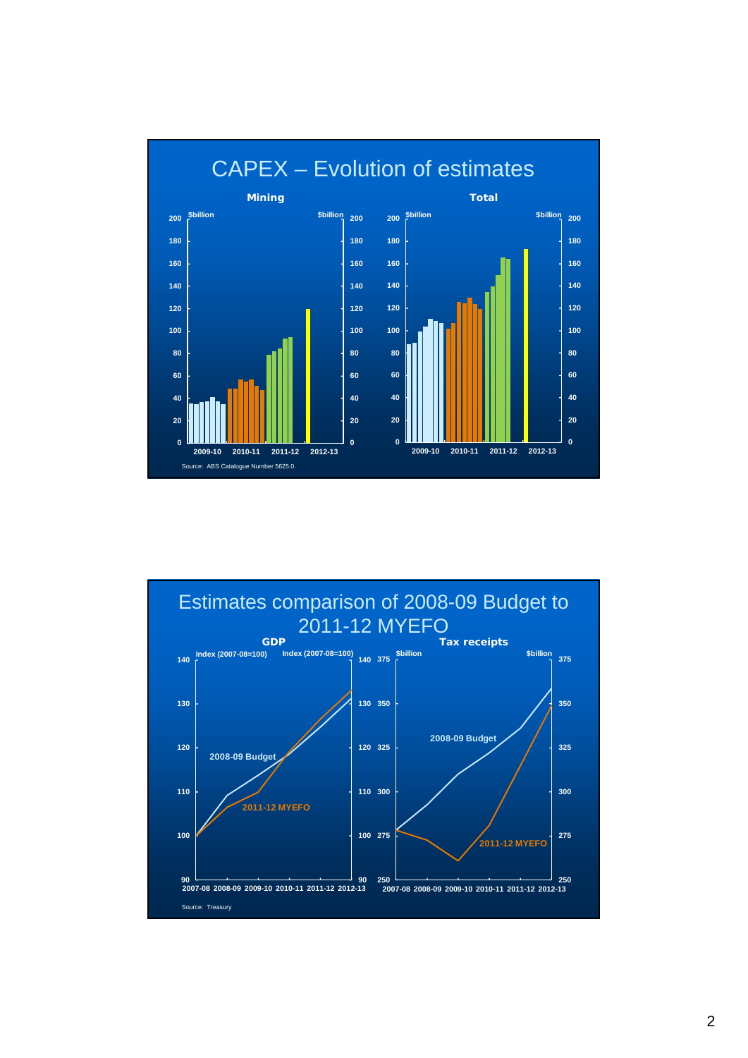# CAPEX – Evolution of estimates

**Mining**

**Total**

Source: ABS Catalogue Number 5625.0.

# Estimates comparison of 2008-09 Budget to 2011-12 MYEFO

**GDP**

**Tax receipts**

Source: Treasury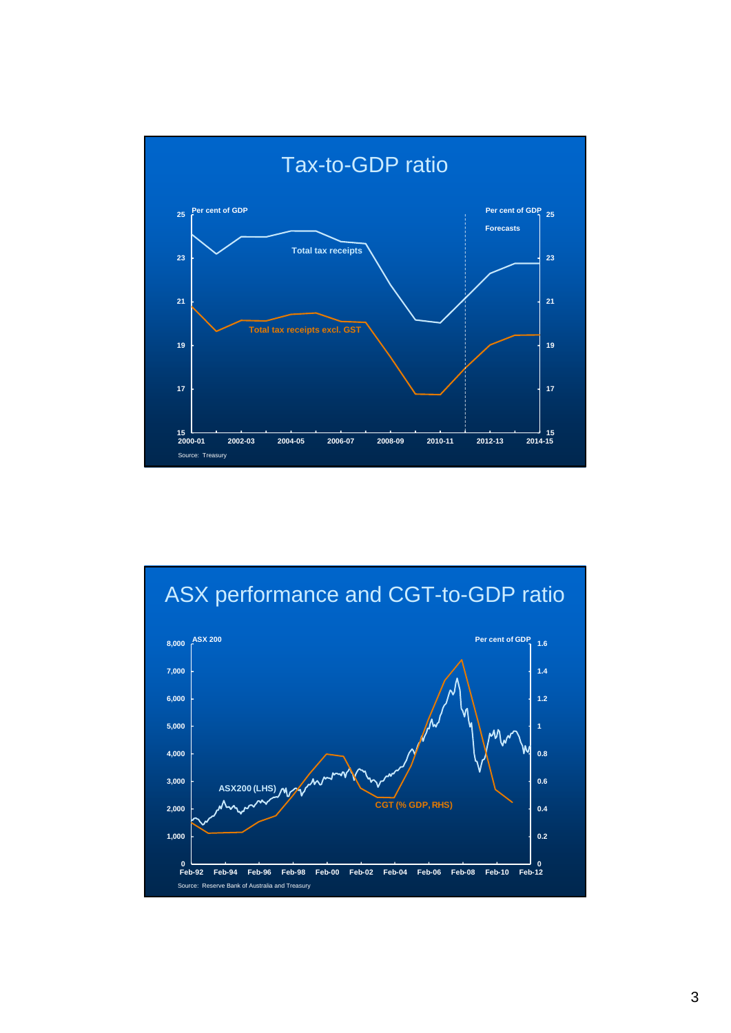## Tax-to-GDP ratio

Per cent of GDP | Per cent of GDP

Forecasts

Total tax receipts

Total tax receipts excl. GST

25, 23, 21, 19, 17, 15

2000-01, 2002-03, 2004-05, 2006-07, 2008-09, 2010-11, 2012-13, 2014-15

Source: Treasury

## ASX performance and CGT-to-GDP ratio

ASX 200 | Per cent of GDP

ASX200 (LHS)

CGT (% GDP, RHS)

8,000, 7,000, 6,000, 5,000, 4,000, 3,000, 2,000, 1,000, 0

1.6, 1.4, 1.2, 1, 0.8, 0.6, 0.4, 0.2, 0

Feb-92, Feb-94, Feb-96, Feb-98, Feb-00, Feb-02, Feb-04, Feb-06, Feb-08, Feb-10, Feb-12

Source: Reserve Bank of Australia and Treasury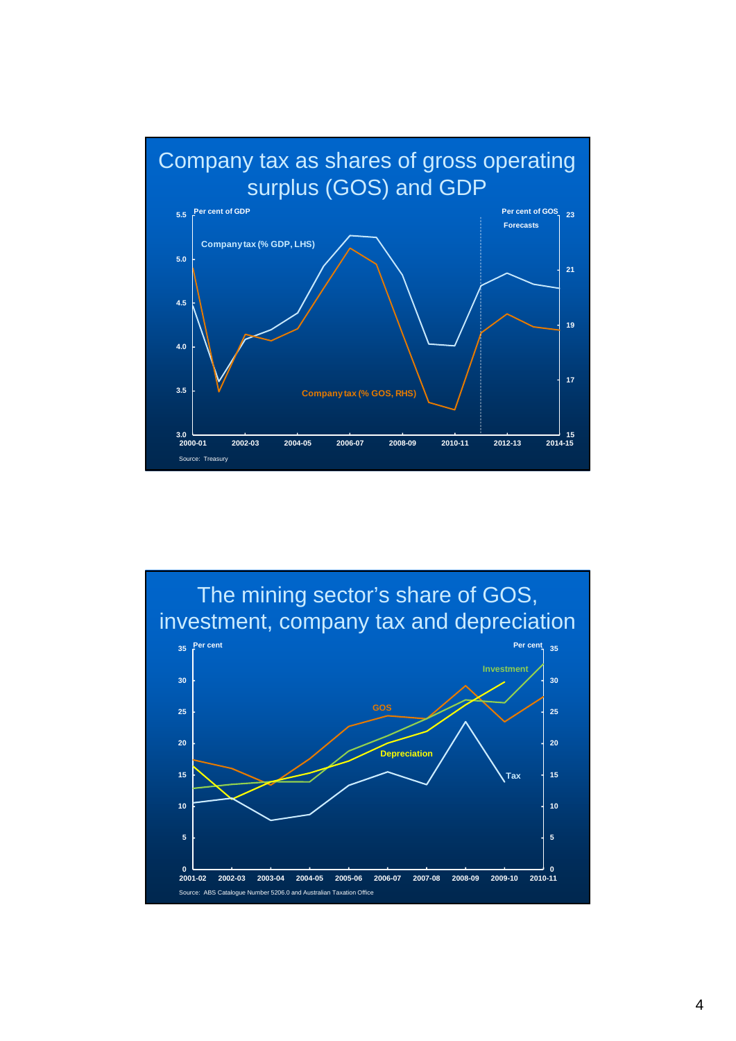## Company tax as shares of gross operating surplus (GOS) and GDP

Per cent of GDP | Per cent of GOS

Forecasts

Company tax (% GDP, LHS)

Company tax (% GOS, RHS)

Source: Treasury

## The mining sector's share of GOS, investment, company tax and depreciation

Per cent | Per cent

Investment, GOS, Depreciation, Tax

Source: ABS Catalogue Number 5206.0 and Australian Taxation Office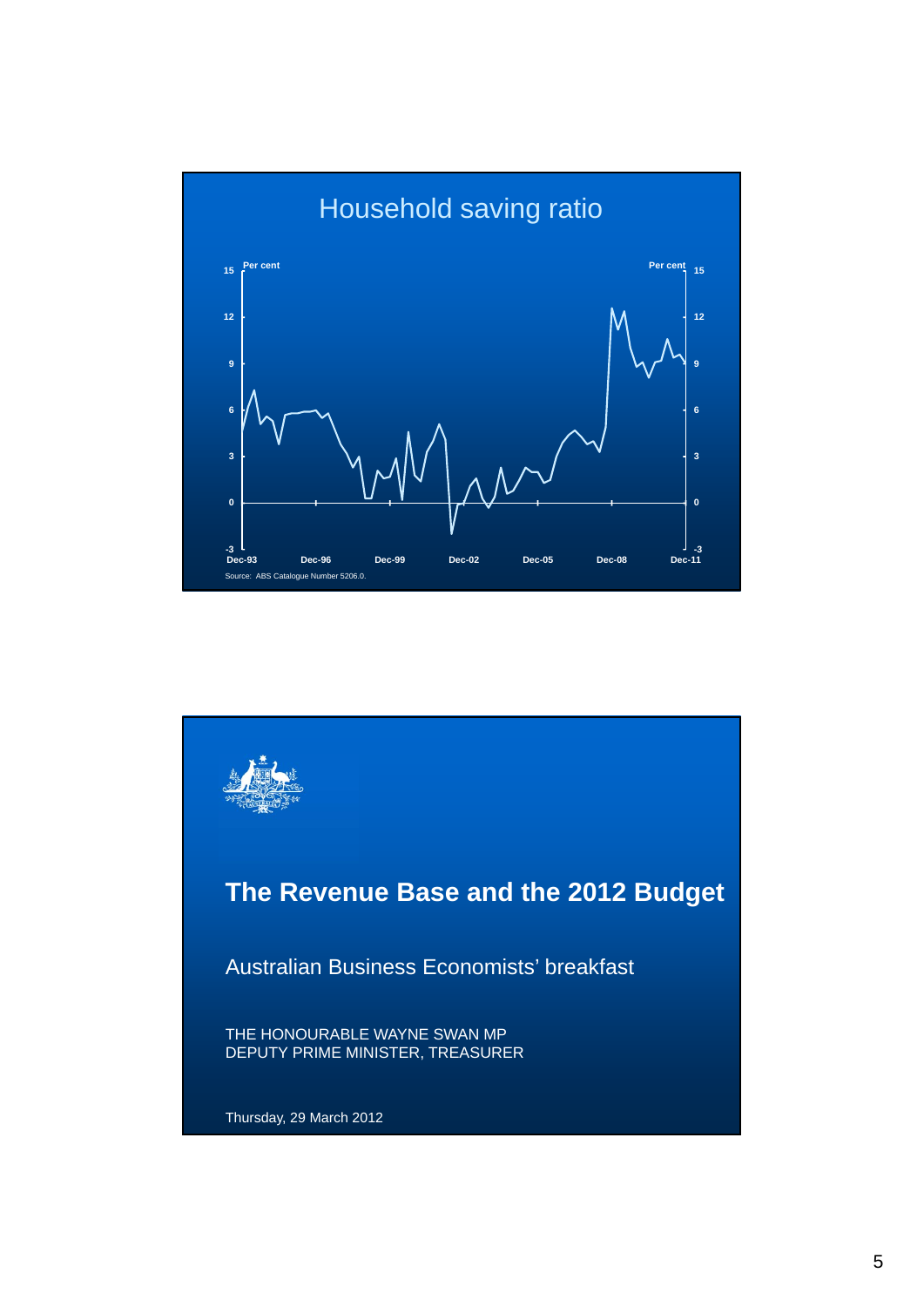## Household saving ratio

Per cent

Per cent

15
12
9
6
3
0
-3

Dec-93 Dec-96 Dec-99 Dec-02 Dec-05 Dec-08 Dec-11

Source: ABS Catalogue Number 5206.0.

# The Revenue Base and the 2012 Budget

Australian Business Economists' breakfast

THE HONOURABLE WAYNE SWAN MP
DEPUTY PRIME MINISTER, TREASURER

Thursday, 29 March 2012